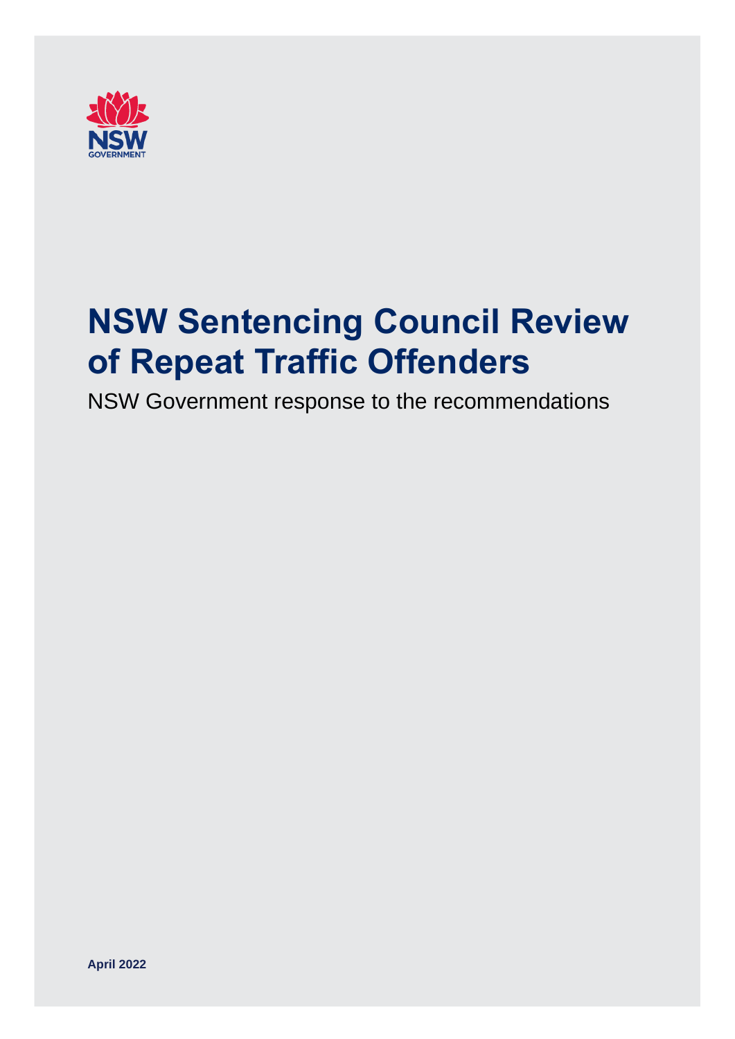# NSW Sentencing Council Review of Repeat Traffic Offenders

NSW Government response to the recommendations

**April 2022**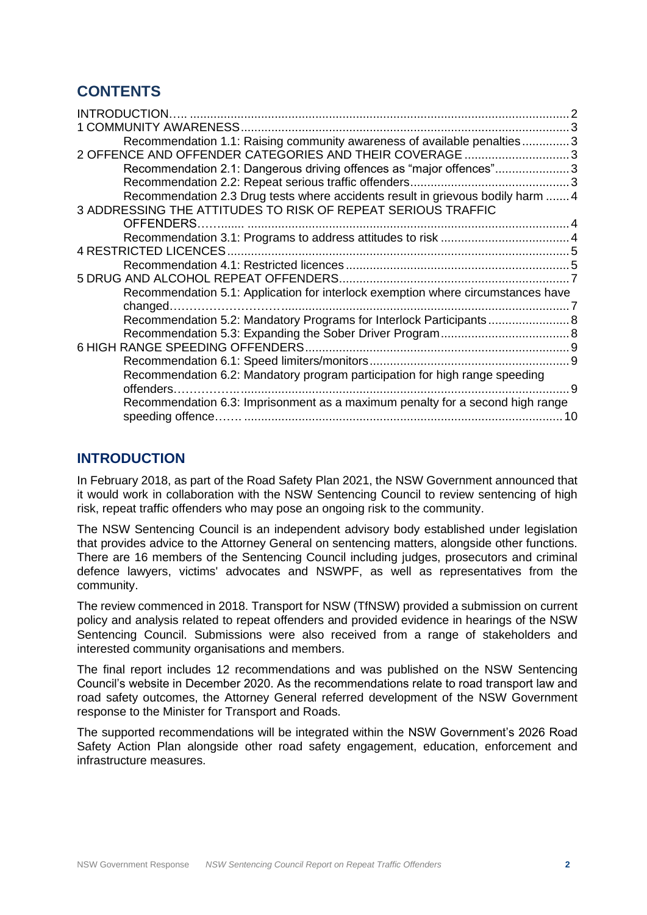## CONTENTS

- INTRODUCTION….. 2
- 1 COMMUNITY AWARENESS 3
  - Recommendation 1.1: Raising community awareness of available penalties 3
- 2 OFFENCE AND OFFENDER CATEGORIES AND THEIR COVERAGE 3
  - Recommendation 2.1: Dangerous driving offences as "major offences" 3
  - Recommendation 2.2: Repeat serious traffic offenders 3
  - Recommendation 2.3 Drug tests where accidents result in grievous bodily harm 4
- 3 ADDRESSING THE ATTITUDES TO RISK OF REPEAT SERIOUS TRAFFIC OFFENDERS……..... 4
  - Recommendation 3.1: Programs to address attitudes to risk 4
- 4 RESTRICTED LICENCES 5
  - Recommendation 4.1: Restricted licences 5
- 5 DRUG AND ALCOHOL REPEAT OFFENDERS 7
  - Recommendation 5.1: Application for interlock exemption where circumstances have changed………………………. 7
  - Recommendation 5.2: Mandatory Programs for Interlock Participants 8
  - Recommendation 5.3: Expanding the Sober Driver Program 8
- 6 HIGH RANGE SPEEDING OFFENDERS 9
  - Recommendation 6.1: Speed limiters/monitors 9
  - Recommendation 6.2: Mandatory program participation for high range speeding offenders…………….. 9
  - Recommendation 6.3: Imprisonment as a maximum penalty for a second high range speeding offence……. 10

## INTRODUCTION

In February 2018, as part of the Road Safety Plan 2021, the NSW Government announced that it would work in collaboration with the NSW Sentencing Council to review sentencing of high risk, repeat traffic offenders who may pose an ongoing risk to the community.

The NSW Sentencing Council is an independent advisory body established under legislation that provides advice to the Attorney General on sentencing matters, alongside other functions. There are 16 members of the Sentencing Council including judges, prosecutors and criminal defence lawyers, victims' advocates and NSWPF, as well as representatives from the community.

The review commenced in 2018. Transport for NSW (TfNSW) provided a submission on current policy and analysis related to repeat offenders and provided evidence in hearings of the NSW Sentencing Council. Submissions were also received from a range of stakeholders and interested community organisations and members.

The final report includes 12 recommendations and was published on the NSW Sentencing Council's website in December 2020. As the recommendations relate to road transport law and road safety outcomes, the Attorney General referred development of the NSW Government response to the Minister for Transport and Roads.

The supported recommendations will be integrated within the NSW Government's 2026 Road Safety Action Plan alongside other road safety engagement, education, enforcement and infrastructure measures.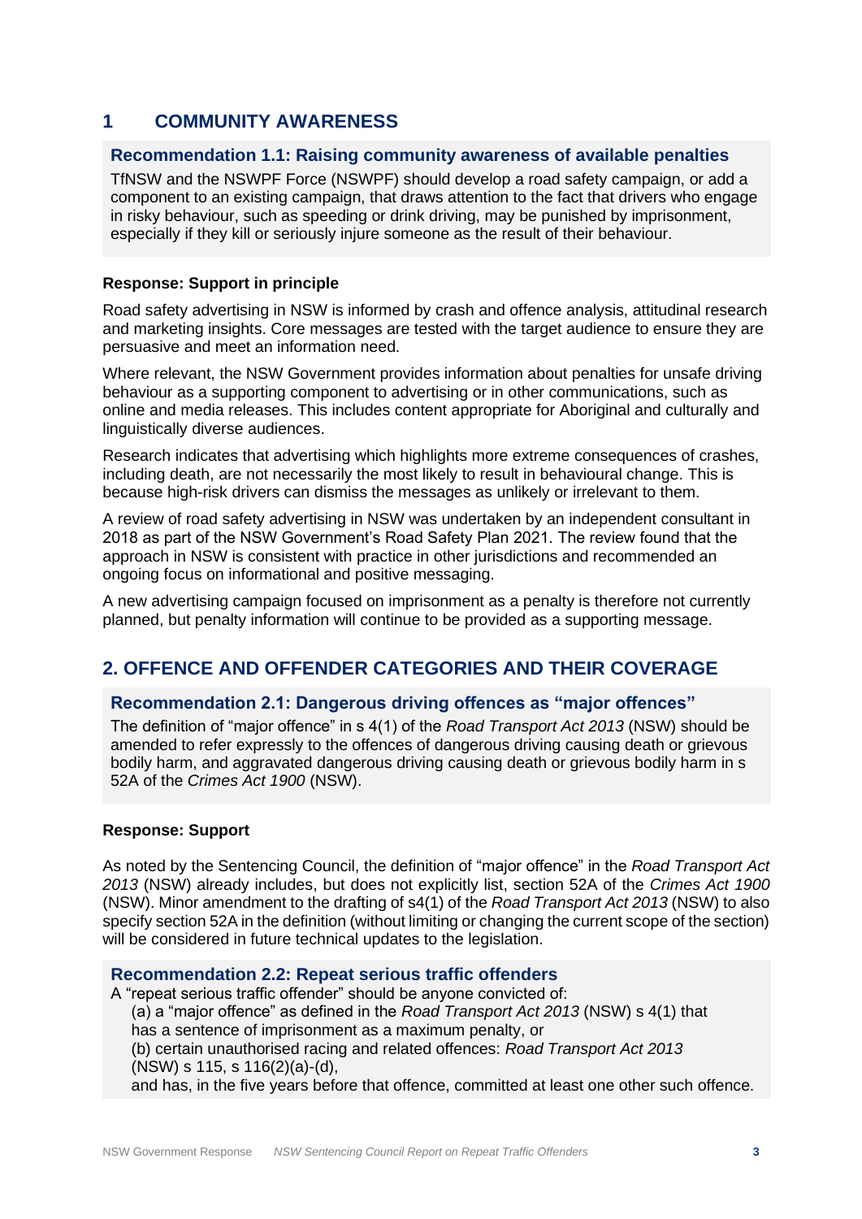# 1 COMMUNITY AWARENESS

### Recommendation 1.1: Raising community awareness of available penalties

TfNSW and the NSWPF Force (NSWPF) should develop a road safety campaign, or add a component to an existing campaign, that draws attention to the fact that drivers who engage in risky behaviour, such as speeding or drink driving, may be punished by imprisonment, especially if they kill or seriously injure someone as the result of their behaviour.

**Response: Support in principle**

Road safety advertising in NSW is informed by crash and offence analysis, attitudinal research and marketing insights. Core messages are tested with the target audience to ensure they are persuasive and meet an information need.

Where relevant, the NSW Government provides information about penalties for unsafe driving behaviour as a supporting component to advertising or in other communications, such as online and media releases. This includes content appropriate for Aboriginal and culturally and linguistically diverse audiences.

Research indicates that advertising which highlights more extreme consequences of crashes, including death, are not necessarily the most likely to result in behavioural change. This is because high-risk drivers can dismiss the messages as unlikely or irrelevant to them.

A review of road safety advertising in NSW was undertaken by an independent consultant in 2018 as part of the NSW Government's Road Safety Plan 2021. The review found that the approach in NSW is consistent with practice in other jurisdictions and recommended an ongoing focus on informational and positive messaging.

A new advertising campaign focused on imprisonment as a penalty is therefore not currently planned, but penalty information will continue to be provided as a supporting message.

# 2. OFFENCE AND OFFENDER CATEGORIES AND THEIR COVERAGE

### Recommendation 2.1: Dangerous driving offences as "major offences"

The definition of "major offence" in s 4(1) of the *Road Transport Act 2013* (NSW) should be amended to refer expressly to the offences of dangerous driving causing death or grievous bodily harm, and aggravated dangerous driving causing death or grievous bodily harm in s 52A of the *Crimes Act 1900* (NSW).

**Response: Support**

As noted by the Sentencing Council, the definition of "major offence" in the *Road Transport Act 2013* (NSW) already includes, but does not explicitly list, section 52A of the *Crimes Act 1900* (NSW). Minor amendment to the drafting of s4(1) of the *Road Transport Act 2013* (NSW) to also specify section 52A in the definition (without limiting or changing the current scope of the section) will be considered in future technical updates to the legislation.

### Recommendation 2.2: Repeat serious traffic offenders

A "repeat serious traffic offender" should be anyone convicted of:

(a) a "major offence" as defined in the *Road Transport Act 2013* (NSW) s 4(1) that has a sentence of imprisonment as a maximum penalty, or

(b) certain unauthorised racing and related offences: *Road Transport Act 2013* (NSW) s 115, s 116(2)(a)-(d),

and has, in the five years before that offence, committed at least one other such offence.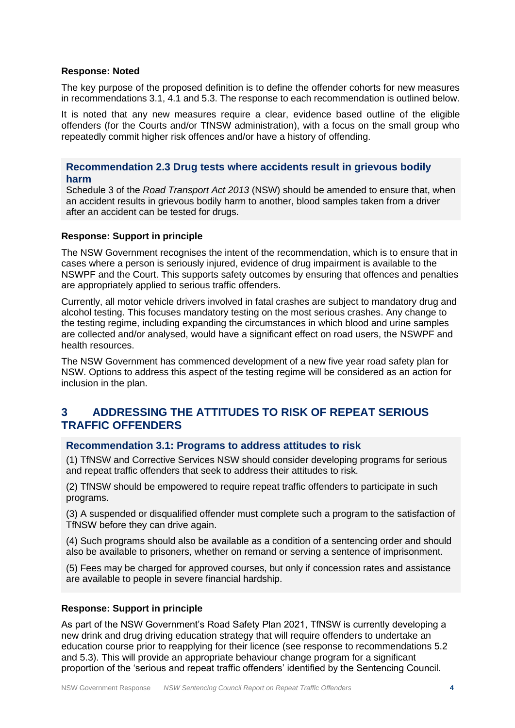**Response: Noted**

The key purpose of the proposed definition is to define the offender cohorts for new measures in recommendations 3.1, 4.1 and 5.3. The response to each recommendation is outlined below.

It is noted that any new measures require a clear, evidence based outline of the eligible offenders (for the Courts and/or TfNSW administration), with a focus on the small group who repeatedly commit higher risk offences and/or have a history of offending.

### Recommendation 2.3 Drug tests where accidents result in grievous bodily harm

Schedule 3 of the *Road Transport Act 2013* (NSW) should be amended to ensure that, when an accident results in grievous bodily harm to another, blood samples taken from a driver after an accident can be tested for drugs.

**Response: Support in principle**

The NSW Government recognises the intent of the recommendation, which is to ensure that in cases where a person is seriously injured, evidence of drug impairment is available to the NSWPF and the Court. This supports safety outcomes by ensuring that offences and penalties are appropriately applied to serious traffic offenders.

Currently, all motor vehicle drivers involved in fatal crashes are subject to mandatory drug and alcohol testing. This focuses mandatory testing on the most serious crashes. Any change to the testing regime, including expanding the circumstances in which blood and urine samples are collected and/or analysed, would have a significant effect on road users, the NSWPF and health resources.

The NSW Government has commenced development of a new five year road safety plan for NSW. Options to address this aspect of the testing regime will be considered as an action for inclusion in the plan.

## 3 ADDRESSING THE ATTITUDES TO RISK OF REPEAT SERIOUS TRAFFIC OFFENDERS

### Recommendation 3.1: Programs to address attitudes to risk

(1) TfNSW and Corrective Services NSW should consider developing programs for serious and repeat traffic offenders that seek to address their attitudes to risk.

(2) TfNSW should be empowered to require repeat traffic offenders to participate in such programs.

(3) A suspended or disqualified offender must complete such a program to the satisfaction of TfNSW before they can drive again.

(4) Such programs should also be available as a condition of a sentencing order and should also be available to prisoners, whether on remand or serving a sentence of imprisonment.

(5) Fees may be charged for approved courses, but only if concession rates and assistance are available to people in severe financial hardship.

**Response: Support in principle**

As part of the NSW Government's Road Safety Plan 2021, TfNSW is currently developing a new drink and drug driving education strategy that will require offenders to undertake an education course prior to reapplying for their licence (see response to recommendations 5.2 and 5.3). This will provide an appropriate behaviour change program for a significant proportion of the 'serious and repeat traffic offenders' identified by the Sentencing Council.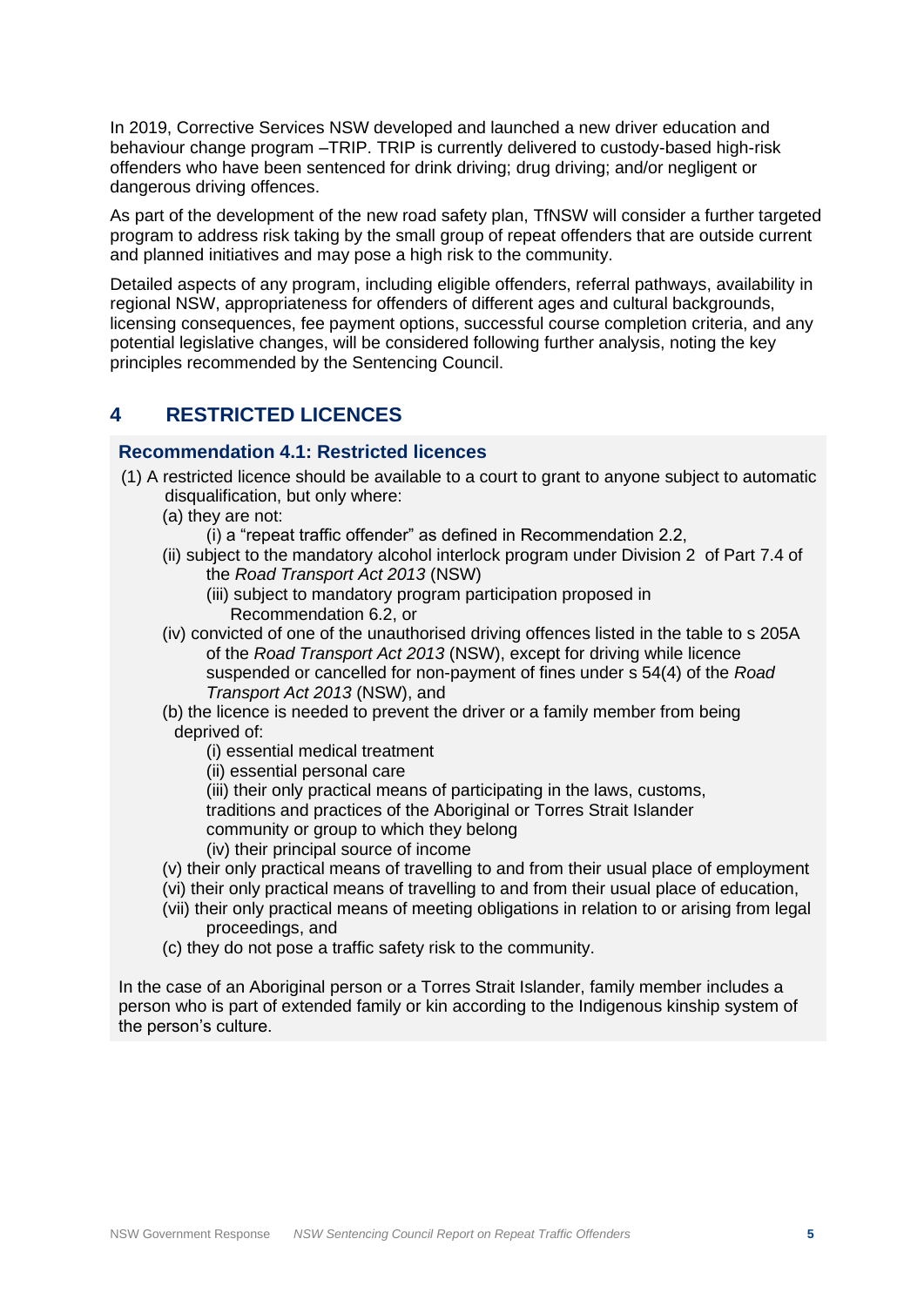In 2019, Corrective Services NSW developed and launched a new driver education and behaviour change program –TRIP. TRIP is currently delivered to custody-based high-risk offenders who have been sentenced for drink driving; drug driving; and/or negligent or dangerous driving offences.

As part of the development of the new road safety plan, TfNSW will consider a further targeted program to address risk taking by the small group of repeat offenders that are outside current and planned initiatives and may pose a high risk to the community.

Detailed aspects of any program, including eligible offenders, referral pathways, availability in regional NSW, appropriateness for offenders of different ages and cultural backgrounds, licensing consequences, fee payment options, successful course completion criteria, and any potential legislative changes, will be considered following further analysis, noting the key principles recommended by the Sentencing Council.

## 4 RESTRICTED LICENCES

### Recommendation 4.1: Restricted licences

(1) A restricted licence should be available to a court to grant to anyone subject to automatic disqualification, but only where:

(a) they are not:

(i) a "repeat traffic offender" as defined in Recommendation 2.2,

(ii) subject to the mandatory alcohol interlock program under Division 2 of Part 7.4 of the *Road Transport Act 2013* (NSW)

(iii) subject to mandatory program participation proposed in Recommendation 6.2, or

(iv) convicted of one of the unauthorised driving offences listed in the table to s 205A of the *Road Transport Act 2013* (NSW), except for driving while licence suspended or cancelled for non-payment of fines under s 54(4) of the *Road Transport Act 2013* (NSW), and

(b) the licence is needed to prevent the driver or a family member from being deprived of:

(i) essential medical treatment

(ii) essential personal care

(iii) their only practical means of participating in the laws, customs, traditions and practices of the Aboriginal or Torres Strait Islander community or group to which they belong

(iv) their principal source of income

(v) their only practical means of travelling to and from their usual place of employment

(vi) their only practical means of travelling to and from their usual place of education,

(vii) their only practical means of meeting obligations in relation to or arising from legal proceedings, and

(c) they do not pose a traffic safety risk to the community.

In the case of an Aboriginal person or a Torres Strait Islander, family member includes a person who is part of extended family or kin according to the Indigenous kinship system of the person's culture.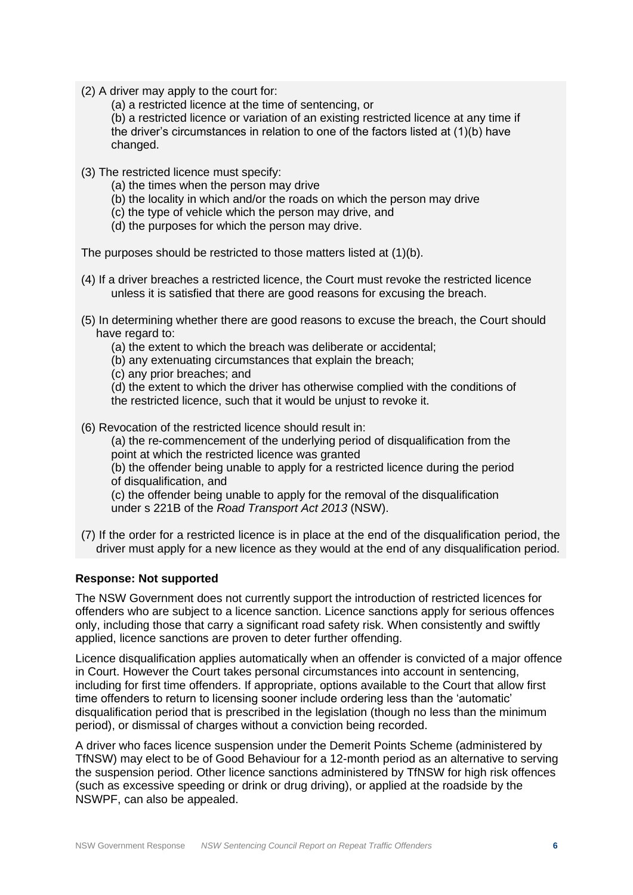(2) A driver may apply to the court for:

(a) a restricted licence at the time of sentencing, or

(b) a restricted licence or variation of an existing restricted licence at any time if the driver's circumstances in relation to one of the factors listed at (1)(b) have changed.

(3) The restricted licence must specify:

(a) the times when the person may drive

(b) the locality in which and/or the roads on which the person may drive

(c) the type of vehicle which the person may drive, and

(d) the purposes for which the person may drive.

The purposes should be restricted to those matters listed at (1)(b).

(4) If a driver breaches a restricted licence, the Court must revoke the restricted licence unless it is satisfied that there are good reasons for excusing the breach.

(5) In determining whether there are good reasons to excuse the breach, the Court should have regard to:

(a) the extent to which the breach was deliberate or accidental;

(b) any extenuating circumstances that explain the breach;

(c) any prior breaches; and

(d) the extent to which the driver has otherwise complied with the conditions of the restricted licence, such that it would be unjust to revoke it.

(6) Revocation of the restricted licence should result in:

(a) the re-commencement of the underlying period of disqualification from the point at which the restricted licence was granted

(b) the offender being unable to apply for a restricted licence during the period of disqualification, and

(c) the offender being unable to apply for the removal of the disqualification under s 221B of the *Road Transport Act 2013* (NSW).

(7) If the order for a restricted licence is in place at the end of the disqualification period, the driver must apply for a new licence as they would at the end of any disqualification period.

**Response: Not supported**

The NSW Government does not currently support the introduction of restricted licences for offenders who are subject to a licence sanction. Licence sanctions apply for serious offences only, including those that carry a significant road safety risk. When consistently and swiftly applied, licence sanctions are proven to deter further offending.

Licence disqualification applies automatically when an offender is convicted of a major offence in Court. However the Court takes personal circumstances into account in sentencing, including for first time offenders. If appropriate, options available to the Court that allow first time offenders to return to licensing sooner include ordering less than the 'automatic' disqualification period that is prescribed in the legislation (though no less than the minimum period), or dismissal of charges without a conviction being recorded.

A driver who faces licence suspension under the Demerit Points Scheme (administered by TfNSW) may elect to be of Good Behaviour for a 12-month period as an alternative to serving the suspension period. Other licence sanctions administered by TfNSW for high risk offences (such as excessive speeding or drink or drug driving), or applied at the roadside by the NSWPF, can also be appealed.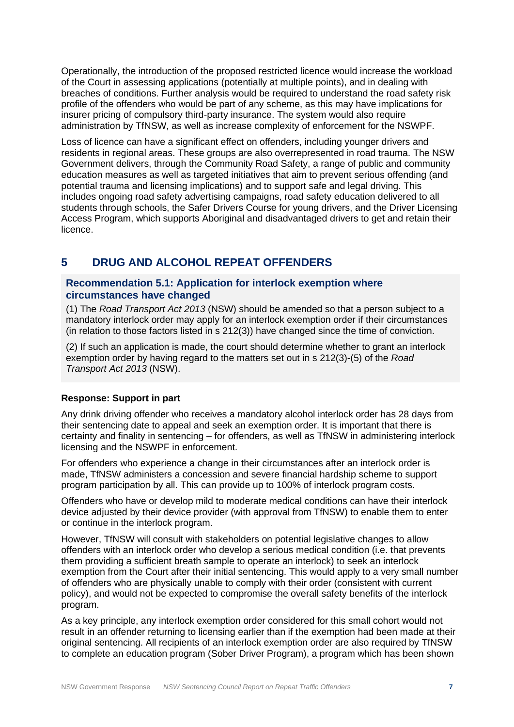Operationally, the introduction of the proposed restricted licence would increase the workload of the Court in assessing applications (potentially at multiple points), and in dealing with breaches of conditions. Further analysis would be required to understand the road safety risk profile of the offenders who would be part of any scheme, as this may have implications for insurer pricing of compulsory third-party insurance. The system would also require administration by TfNSW, as well as increase complexity of enforcement for the NSWPF.

Loss of licence can have a significant effect on offenders, including younger drivers and residents in regional areas. These groups are also overrepresented in road trauma. The NSW Government delivers, through the Community Road Safety, a range of public and community education measures as well as targeted initiatives that aim to prevent serious offending (and potential trauma and licensing implications) and to support safe and legal driving. This includes ongoing road safety advertising campaigns, road safety education delivered to all students through schools, the Safer Drivers Course for young drivers, and the Driver Licensing Access Program, which supports Aboriginal and disadvantaged drivers to get and retain their licence.

## 5 DRUG AND ALCOHOL REPEAT OFFENDERS

### Recommendation 5.1: Application for interlock exemption where circumstances have changed

(1) The *Road Transport Act 2013* (NSW) should be amended so that a person subject to a mandatory interlock order may apply for an interlock exemption order if their circumstances (in relation to those factors listed in s 212(3)) have changed since the time of conviction.

(2) If such an application is made, the court should determine whether to grant an interlock exemption order by having regard to the matters set out in s 212(3)-(5) of the *Road Transport Act 2013* (NSW).

**Response: Support in part**

Any drink driving offender who receives a mandatory alcohol interlock order has 28 days from their sentencing date to appeal and seek an exemption order. It is important that there is certainty and finality in sentencing – for offenders, as well as TfNSW in administering interlock licensing and the NSWPF in enforcement.

For offenders who experience a change in their circumstances after an interlock order is made, TfNSW administers a concession and severe financial hardship scheme to support program participation by all. This can provide up to 100% of interlock program costs.

Offenders who have or develop mild to moderate medical conditions can have their interlock device adjusted by their device provider (with approval from TfNSW) to enable them to enter or continue in the interlock program.

However, TfNSW will consult with stakeholders on potential legislative changes to allow offenders with an interlock order who develop a serious medical condition (i.e. that prevents them providing a sufficient breath sample to operate an interlock) to seek an interlock exemption from the Court after their initial sentencing. This would apply to a very small number of offenders who are physically unable to comply with their order (consistent with current policy), and would not be expected to compromise the overall safety benefits of the interlock program.

As a key principle, any interlock exemption order considered for this small cohort would not result in an offender returning to licensing earlier than if the exemption had been made at their original sentencing. All recipients of an interlock exemption order are also required by TfNSW to complete an education program (Sober Driver Program), a program which has been shown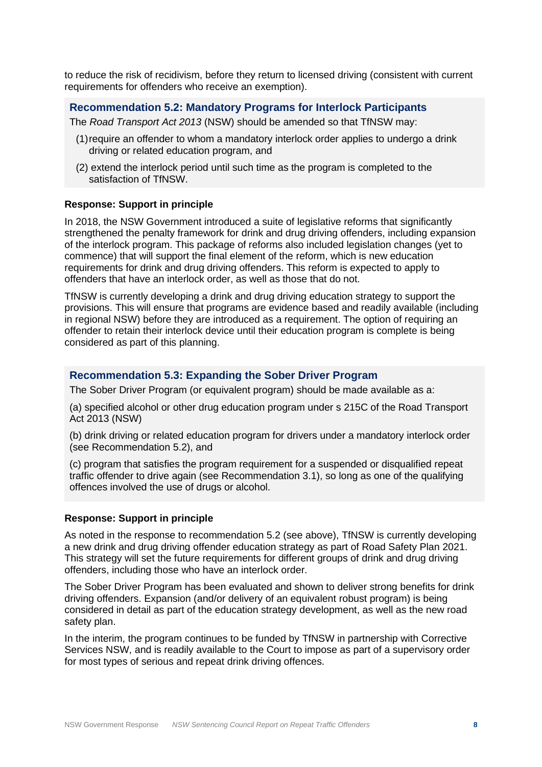to reduce the risk of recidivism, before they return to licensed driving (consistent with current requirements for offenders who receive an exemption).

### Recommendation 5.2: Mandatory Programs for Interlock Participants

The *Road Transport Act 2013* (NSW) should be amended so that TfNSW may:

(1) require an offender to whom a mandatory interlock order applies to undergo a drink driving or related education program, and

(2) extend the interlock period until such time as the program is completed to the satisfaction of TfNSW.

**Response: Support in principle**

In 2018, the NSW Government introduced a suite of legislative reforms that significantly strengthened the penalty framework for drink and drug driving offenders, including expansion of the interlock program. This package of reforms also included legislation changes (yet to commence) that will support the final element of the reform, which is new education requirements for drink and drug driving offenders. This reform is expected to apply to offenders that have an interlock order, as well as those that do not.

TfNSW is currently developing a drink and drug driving education strategy to support the provisions. This will ensure that programs are evidence based and readily available (including in regional NSW) before they are introduced as a requirement. The option of requiring an offender to retain their interlock device until their education program is complete is being considered as part of this planning.

### Recommendation 5.3: Expanding the Sober Driver Program

The Sober Driver Program (or equivalent program) should be made available as a:

(a) specified alcohol or other drug education program under s 215C of the Road Transport Act 2013 (NSW)

(b) drink driving or related education program for drivers under a mandatory interlock order (see Recommendation 5.2), and

(c) program that satisfies the program requirement for a suspended or disqualified repeat traffic offender to drive again (see Recommendation 3.1), so long as one of the qualifying offences involved the use of drugs or alcohol.

**Response: Support in principle**

As noted in the response to recommendation 5.2 (see above), TfNSW is currently developing a new drink and drug driving offender education strategy as part of Road Safety Plan 2021. This strategy will set the future requirements for different groups of drink and drug driving offenders, including those who have an interlock order.

The Sober Driver Program has been evaluated and shown to deliver strong benefits for drink driving offenders. Expansion (and/or delivery of an equivalent robust program) is being considered in detail as part of the education strategy development, as well as the new road safety plan.

In the interim, the program continues to be funded by TfNSW in partnership with Corrective Services NSW, and is readily available to the Court to impose as part of a supervisory order for most types of serious and repeat drink driving offences.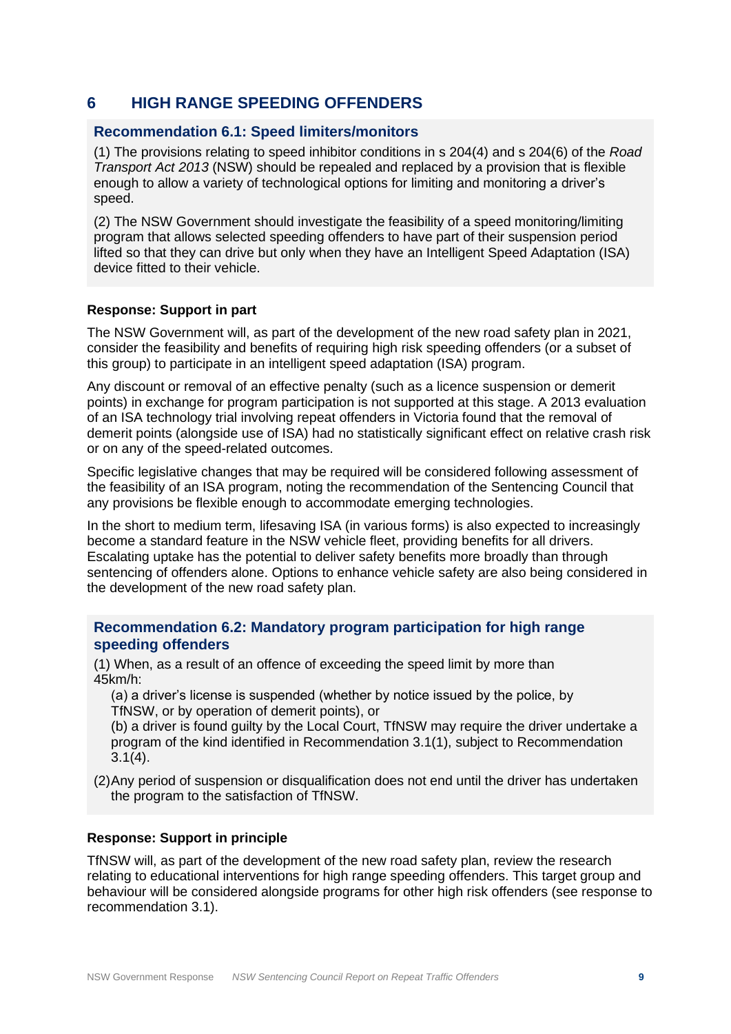## 6 HIGH RANGE SPEEDING OFFENDERS

### Recommendation 6.1: Speed limiters/monitors

(1) The provisions relating to speed inhibitor conditions in s 204(4) and s 204(6) of the *Road Transport Act 2013* (NSW) should be repealed and replaced by a provision that is flexible enough to allow a variety of technological options for limiting and monitoring a driver's speed.

(2) The NSW Government should investigate the feasibility of a speed monitoring/limiting program that allows selected speeding offenders to have part of their suspension period lifted so that they can drive but only when they have an Intelligent Speed Adaptation (ISA) device fitted to their vehicle.

**Response: Support in part**

The NSW Government will, as part of the development of the new road safety plan in 2021, consider the feasibility and benefits of requiring high risk speeding offenders (or a subset of this group) to participate in an intelligent speed adaptation (ISA) program.

Any discount or removal of an effective penalty (such as a licence suspension or demerit points) in exchange for program participation is not supported at this stage. A 2013 evaluation of an ISA technology trial involving repeat offenders in Victoria found that the removal of demerit points (alongside use of ISA) had no statistically significant effect on relative crash risk or on any of the speed-related outcomes.

Specific legislative changes that may be required will be considered following assessment of the feasibility of an ISA program, noting the recommendation of the Sentencing Council that any provisions be flexible enough to accommodate emerging technologies.

In the short to medium term, lifesaving ISA (in various forms) is also expected to increasingly become a standard feature in the NSW vehicle fleet, providing benefits for all drivers. Escalating uptake has the potential to deliver safety benefits more broadly than through sentencing of offenders alone. Options to enhance vehicle safety are also being considered in the development of the new road safety plan.

### Recommendation 6.2: Mandatory program participation for high range speeding offenders

(1) When, as a result of an offence of exceeding the speed limit by more than 45km/h:

(a) a driver's license is suspended (whether by notice issued by the police, by TfNSW, or by operation of demerit points), or

(b) a driver is found guilty by the Local Court, TfNSW may require the driver undertake a program of the kind identified in Recommendation 3.1(1), subject to Recommendation 3.1(4).

(2) Any period of suspension or disqualification does not end until the driver has undertaken the program to the satisfaction of TfNSW.

**Response: Support in principle**

TfNSW will, as part of the development of the new road safety plan, review the research relating to educational interventions for high range speeding offenders. This target group and behaviour will be considered alongside programs for other high risk offenders (see response to recommendation 3.1).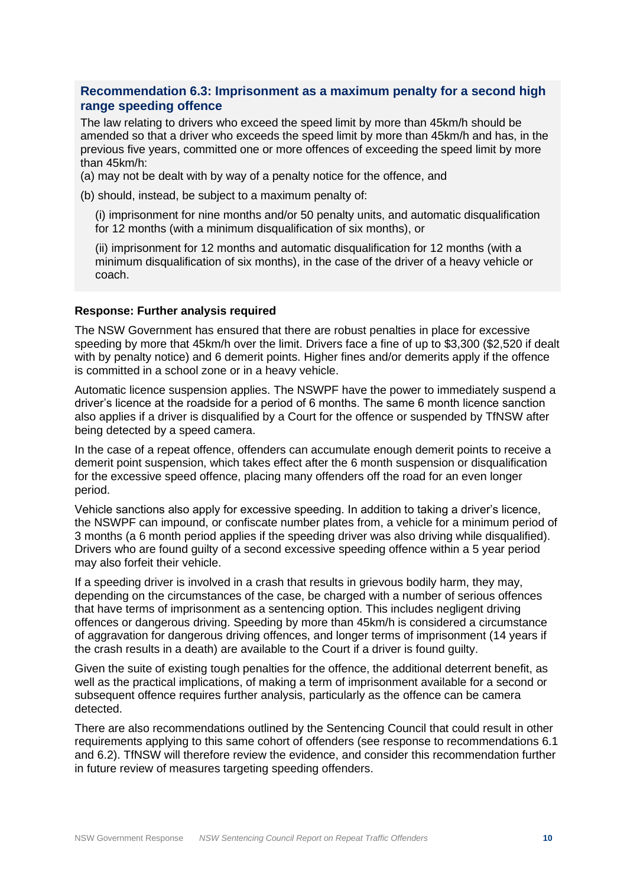### Recommendation 6.3: Imprisonment as a maximum penalty for a second high range speeding offence

The law relating to drivers who exceed the speed limit by more than 45km/h should be amended so that a driver who exceeds the speed limit by more than 45km/h and has, in the previous five years, committed one or more offences of exceeding the speed limit by more than 45km/h:

(a) may not be dealt with by way of a penalty notice for the offence, and

(b) should, instead, be subject to a maximum penalty of:

(i) imprisonment for nine months and/or 50 penalty units, and automatic disqualification for 12 months (with a minimum disqualification of six months), or

(ii) imprisonment for 12 months and automatic disqualification for 12 months (with a minimum disqualification of six months), in the case of the driver of a heavy vehicle or coach.

**Response: Further analysis required**

The NSW Government has ensured that there are robust penalties in place for excessive speeding by more that 45km/h over the limit. Drivers face a fine of up to $3,300 ($2,520 if dealt with by penalty notice) and 6 demerit points. Higher fines and/or demerits apply if the offence is committed in a school zone or in a heavy vehicle.

Automatic licence suspension applies. The NSWPF have the power to immediately suspend a driver's licence at the roadside for a period of 6 months. The same 6 month licence sanction also applies if a driver is disqualified by a Court for the offence or suspended by TfNSW after being detected by a speed camera.

In the case of a repeat offence, offenders can accumulate enough demerit points to receive a demerit point suspension, which takes effect after the 6 month suspension or disqualification for the excessive speed offence, placing many offenders off the road for an even longer period.

Vehicle sanctions also apply for excessive speeding. In addition to taking a driver's licence, the NSWPF can impound, or confiscate number plates from, a vehicle for a minimum period of 3 months (a 6 month period applies if the speeding driver was also driving while disqualified). Drivers who are found guilty of a second excessive speeding offence within a 5 year period may also forfeit their vehicle.

If a speeding driver is involved in a crash that results in grievous bodily harm, they may, depending on the circumstances of the case, be charged with a number of serious offences that have terms of imprisonment as a sentencing option. This includes negligent driving offences or dangerous driving. Speeding by more than 45km/h is considered a circumstance of aggravation for dangerous driving offences, and longer terms of imprisonment (14 years if the crash results in a death) are available to the Court if a driver is found guilty.

Given the suite of existing tough penalties for the offence, the additional deterrent benefit, as well as the practical implications, of making a term of imprisonment available for a second or subsequent offence requires further analysis, particularly as the offence can be camera detected.

There are also recommendations outlined by the Sentencing Council that could result in other requirements applying to this same cohort of offenders (see response to recommendations 6.1 and 6.2). TfNSW will therefore review the evidence, and consider this recommendation further in future review of measures targeting speeding offenders.